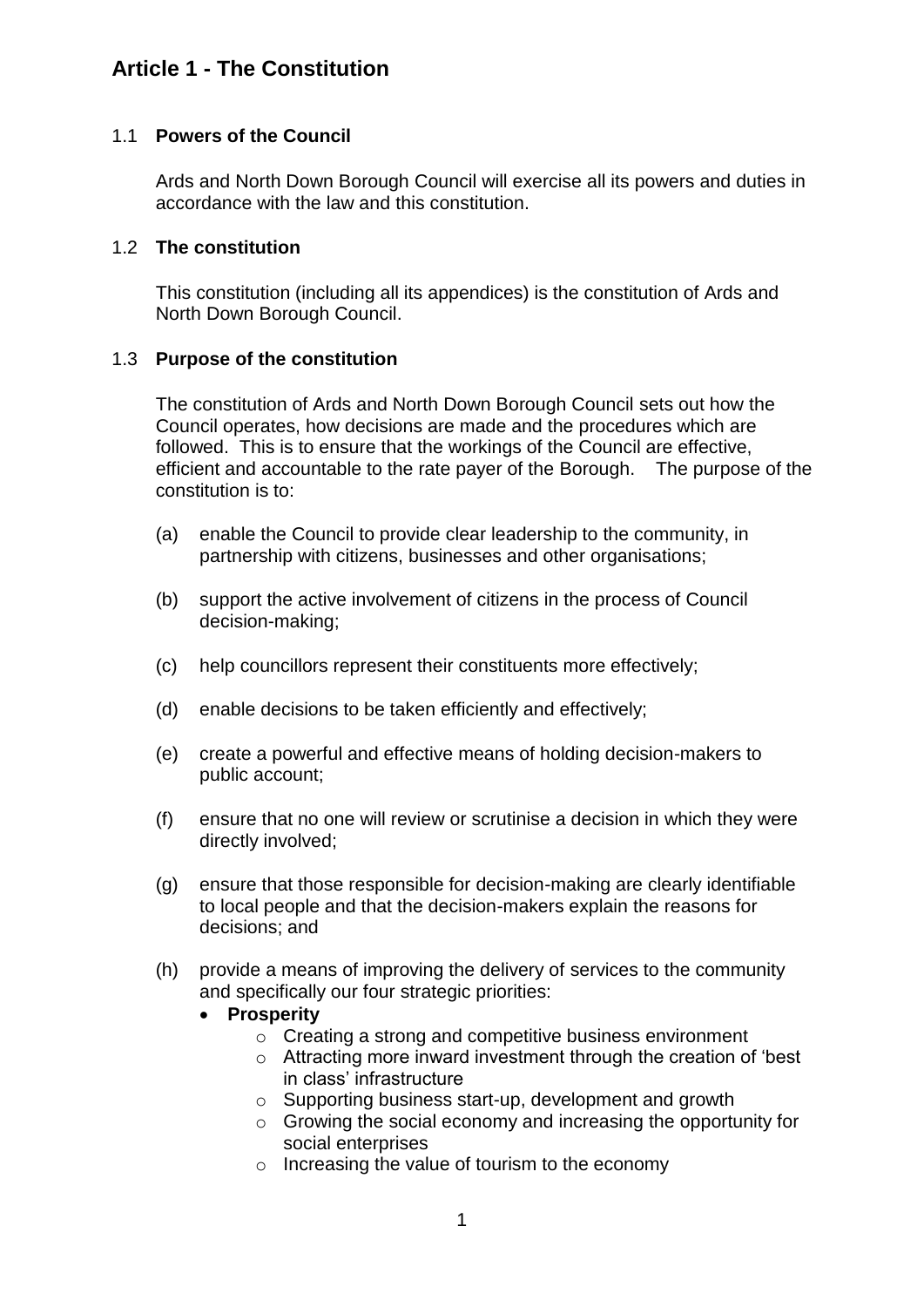# Article 1 - The Constitution

## 1.1 **Powers of the Council**

Ards and North Down Borough Council will exercise all its powers and duties in accordance with the law and this constitution.

## 1.2 **The constitution**

This constitution (including all its appendices) is the constitution of Ards and North Down Borough Council.

## 1.3 **Purpose of the constitution**

The constitution of Ards and North Down Borough Council sets out how the Council operates, how decisions are made and the procedures which are followed. This is to ensure that the workings of the Council are effective, efficient and accountable to the rate payer of the Borough. The purpose of the constitution is to:

(a) enable the Council to provide clear leadership to the community, in partnership with citizens, businesses and other organisations;

(b) support the active involvement of citizens in the process of Council decision-making;

(c) help councillors represent their constituents more effectively;

(d) enable decisions to be taken efficiently and effectively;

(e) create a powerful and effective means of holding decision-makers to public account;

(f) ensure that no one will review or scrutinise a decision in which they were directly involved;

(g) ensure that those responsible for decision-making are clearly identifiable to local people and that the decision-makers explain the reasons for decisions; and

(h) provide a means of improving the delivery of services to the community and specifically our four strategic priorities:

- **Prosperity**
  - Creating a strong and competitive business environment
  - Attracting more inward investment through the creation of 'best in class' infrastructure
  - Supporting business start-up, development and growth
  - Growing the social economy and increasing the opportunity for social enterprises
  - Increasing the value of tourism to the economy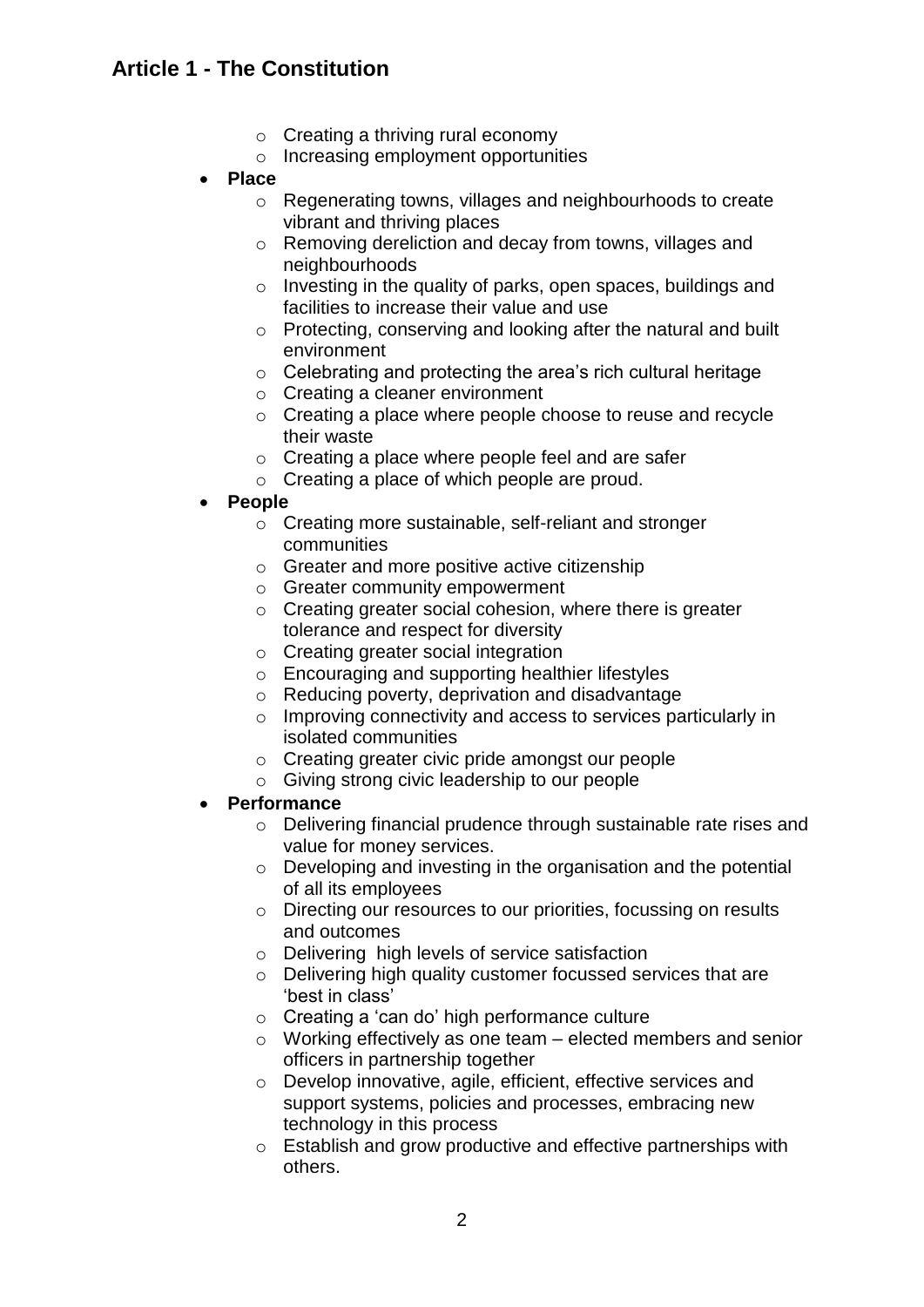- Creating a thriving rural economy
  - Increasing employment opportunities
- **Place**
  - Regenerating towns, villages and neighbourhoods to create vibrant and thriving places
  - Removing dereliction and decay from towns, villages and neighbourhoods
  - Investing in the quality of parks, open spaces, buildings and facilities to increase their value and use
  - Protecting, conserving and looking after the natural and built environment
  - Celebrating and protecting the area's rich cultural heritage
  - Creating a cleaner environment
  - Creating a place where people choose to reuse and recycle their waste
  - Creating a place where people feel and are safer
  - Creating a place of which people are proud.
- **People**
  - Creating more sustainable, self-reliant and stronger communities
  - Greater and more positive active citizenship
  - Greater community empowerment
  - Creating greater social cohesion, where there is greater tolerance and respect for diversity
  - Creating greater social integration
  - Encouraging and supporting healthier lifestyles
  - Reducing poverty, deprivation and disadvantage
  - Improving connectivity and access to services particularly in isolated communities
  - Creating greater civic pride amongst our people
  - Giving strong civic leadership to our people
- **Performance**
  - Delivering financial prudence through sustainable rate rises and value for money services.
  - Developing and investing in the organisation and the potential of all its employees
  - Directing our resources to our priorities, focussing on results and outcomes
  - Delivering high levels of service satisfaction
  - Delivering high quality customer focussed services that are 'best in class'
  - Creating a 'can do' high performance culture
  - Working effectively as one team – elected members and senior officers in partnership together
  - Develop innovative, agile, efficient, effective services and support systems, policies and processes, embracing new technology in this process
  - Establish and grow productive and effective partnerships with others.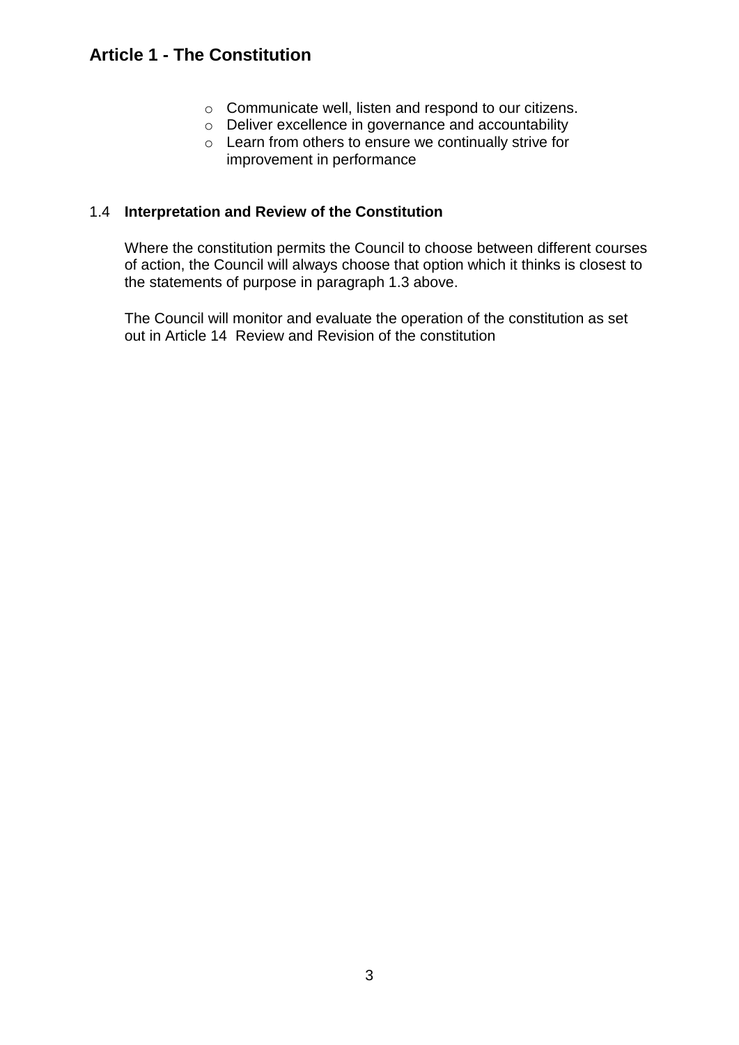## Article 1 - The Constitution

- Communicate well, listen and respond to our citizens.
- Deliver excellence in governance and accountability
- Learn from others to ensure we continually strive for improvement in performance

### 1.4 Interpretation and Review of the Constitution

Where the constitution permits the Council to choose between different courses of action, the Council will always choose that option which it thinks is closest to the statements of purpose in paragraph 1.3 above.

The Council will monitor and evaluate the operation of the constitution as set out in Article 14 Review and Revision of the constitution